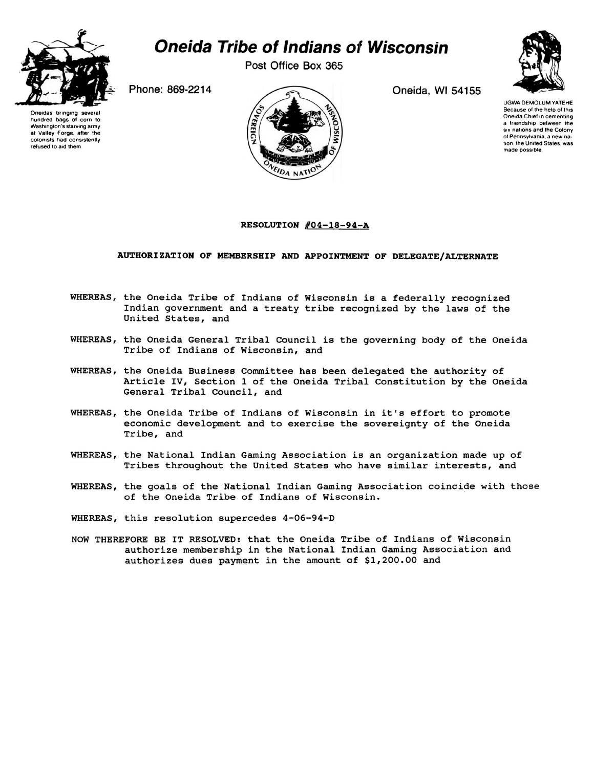# Oneida Tribe of Indians of Wisconsin

Post Office Box 365

Phone: 869-2214

Oneida, WI 54155

Oneidas bringing several hundred bags of corn to Washington's starving army at Valley Forge, after the colonists had consistently refused to aid them

UGWA DEMOLUM YATEHE
Because of the help of this Oneida Chief in cementing a friendship between the six nations and the Colony of Pennsylvania, a new nation, the United States, was made possible.

**RESOLUTION #04-18-94-A**

**AUTHORIZATION OF MEMBERSHIP AND APPOINTMENT OF DELEGATE/ALTERNATE**

WHEREAS, the Oneida Tribe of Indians of Wisconsin is a federally recognized Indian government and a treaty tribe recognized by the laws of the United States, and

WHEREAS, the Oneida General Tribal Council is the governing body of the Oneida Tribe of Indians of Wisconsin, and

WHEREAS, the Oneida Business Committee has been delegated the authority of Article IV, Section 1 of the Oneida Tribal Constitution by the Oneida General Tribal Council, and

WHEREAS, the Oneida Tribe of Indians of Wisconsin in it's effort to promote economic development and to exercise the sovereignty of the Oneida Tribe, and

WHEREAS, the National Indian Gaming Association is an organization made up of Tribes throughout the United States who have similar interests, and

WHEREAS, the goals of the National Indian Gaming Association coincide with those of the Oneida Tribe of Indians of Wisconsin.

WHEREAS, this resolution supercedes 4-06-94-D

NOW THEREFORE BE IT RESOLVED: that the Oneida Tribe of Indians of Wisconsin authorize membership in the National Indian Gaming Association and authorizes dues payment in the amount of $1,200.00 and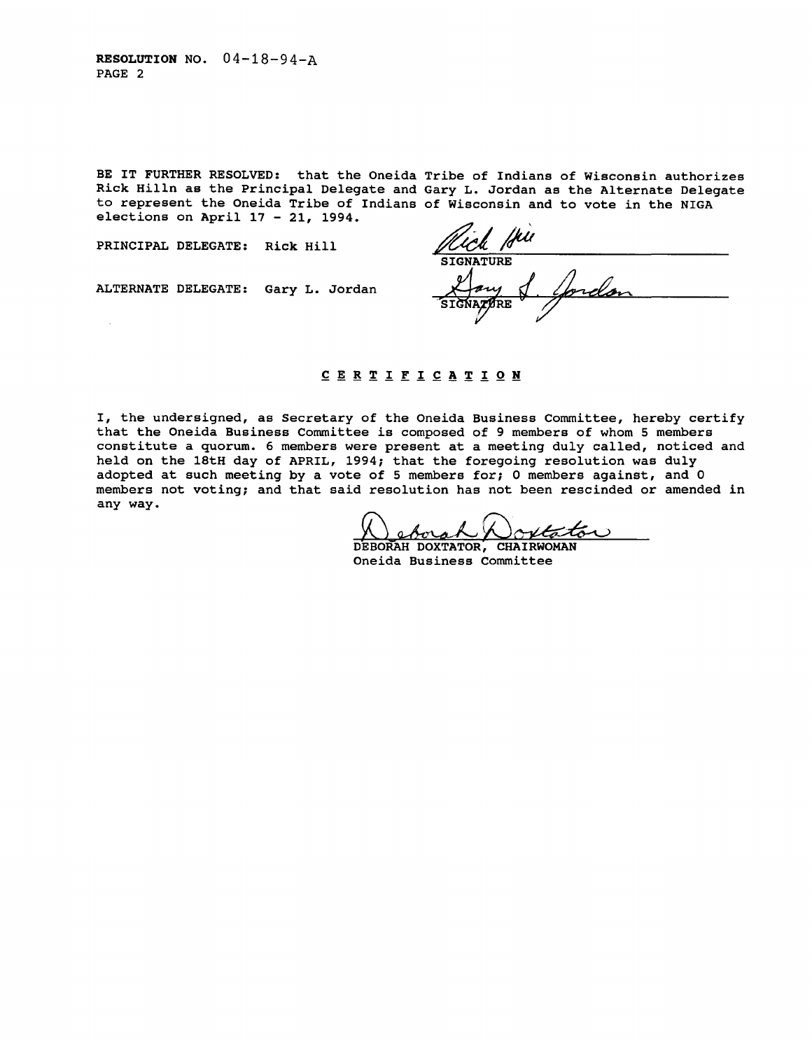**RESOLUTION** NO. 04-18-94-A
PAGE 2

**BE IT FURTHER RESOLVED:** that the Oneida Tribe of Indians of Wisconsin authorizes Rick Hilln as the Principal Delegate and Gary L. Jordan as the Alternate Delegate to represent the Oneida Tribe of Indians of Wisconsin and to vote in the NIGA elections on April 17 - 21, 1994.

**PRINCIPAL DELEGATE:** Rick Hill — **SIGNATURE**

**ALTERNATE DELEGATE:** Gary L. Jordan — **SIGNATURE**

## C E R T I F I C A T I O N

I, the undersigned, as Secretary of the Oneida Business Committee, hereby certify that the Oneida Business Committee is composed of 9 members of whom 5 members constitute a quorum. 6 members were present at a meeting duly called, noticed and held on the 18tH day of APRIL, 1994; that the foregoing resolution was duly adopted at such meeting by a vote of 5 members for; 0 members against, and 0 members not voting; and that said resolution has not been rescinded or amended in any way.

**DEBORAH DOXTATOR, CHAIRWOMAN**
Oneida Business Committee